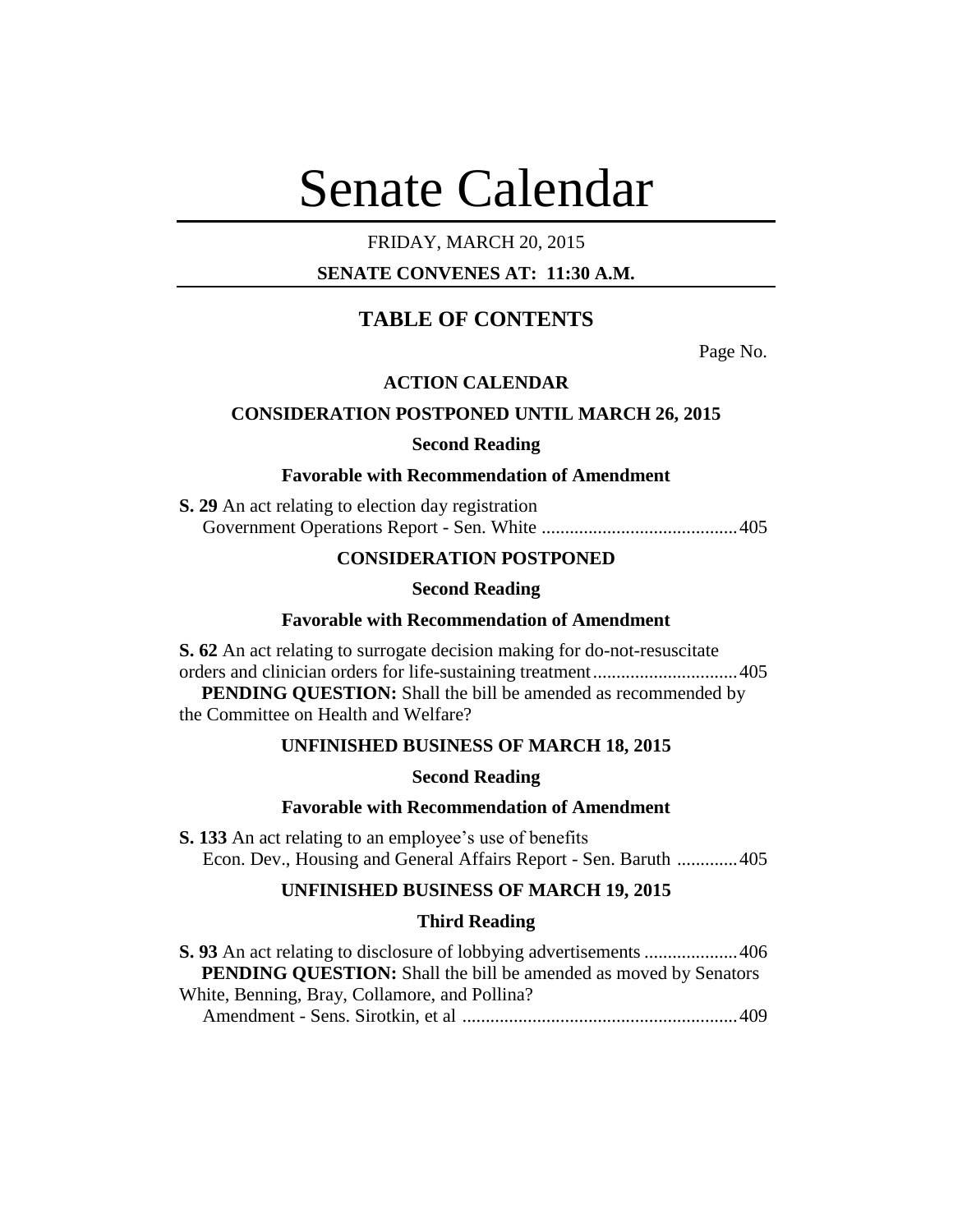# Senate Calendar

FRIDAY, MARCH 20, 2015

**SENATE CONVENES AT: 11:30 A.M.**

## TABLE OF CONTENTS

Page No.

### ACTION CALENDAR

#### CONSIDERATION POSTPONED UNTIL MARCH 26, 2015

**Second Reading**

**Favorable with Recommendation of Amendment**

**S. 29** An act relating to election day registration
Government Operations Report - Sen. White .......................................... 405

#### CONSIDERATION POSTPONED

**Second Reading**

**Favorable with Recommendation of Amendment**

**S. 62** An act relating to surrogate decision making for do-not-resuscitate orders and clinician orders for life-sustaining treatment .............................. 405

**PENDING QUESTION:** Shall the bill be amended as recommended by the Committee on Health and Welfare?

#### UNFINISHED BUSINESS OF MARCH 18, 2015

**Second Reading**

**Favorable with Recommendation of Amendment**

**S. 133** An act relating to an employee's use of benefits
Econ. Dev., Housing and General Affairs Report - Sen. Baruth ............. 405

#### UNFINISHED BUSINESS OF MARCH 19, 2015

**Third Reading**

**S. 93** An act relating to disclosure of lobbying advertisements .................... 406

**PENDING QUESTION:** Shall the bill be amended as moved by Senators White, Benning, Bray, Collamore, and Pollina?

Amendment - Sens. Sirotkin, et al ........................................................... 409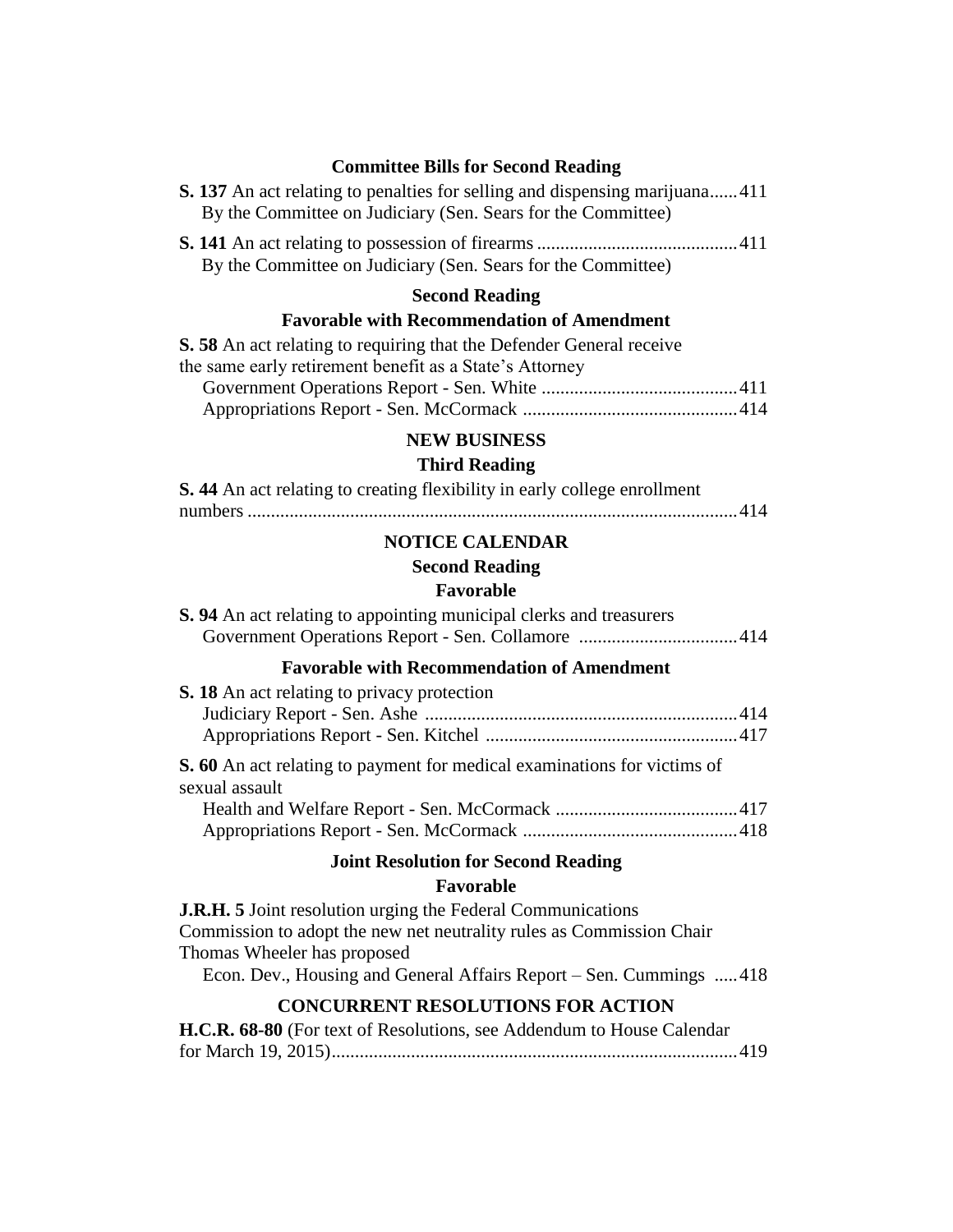### Committee Bills for Second Reading

**S. 137** An act relating to penalties for selling and dispensing marijuana...... 411
By the Committee on Judiciary (Sen. Sears for the Committee)

**S. 141** An act relating to possession of firearms .......................................... 411
By the Committee on Judiciary (Sen. Sears for the Committee)

### Second Reading

### Favorable with Recommendation of Amendment

**S. 58** An act relating to requiring that the Defender General receive the same early retirement benefit as a State's Attorney
Government Operations Report - Sen. White .......................................... 411
Appropriations Report - Sen. McCormack .............................................. 414

## NEW BUSINESS

### Third Reading

**S. 44** An act relating to creating flexibility in early college enrollment numbers ......................................................................................................... 414

## NOTICE CALENDAR

### Second Reading

### Favorable

**S. 94** An act relating to appointing municipal clerks and treasurers
Government Operations Report - Sen. Collamore .................................. 414

### Favorable with Recommendation of Amendment

**S. 18** An act relating to privacy protection
Judiciary Report - Sen. Ashe ................................................................... 414
Appropriations Report - Sen. Kitchel ...................................................... 417

**S. 60** An act relating to payment for medical examinations for victims of sexual assault
Health and Welfare Report - Sen. McCormack ....................................... 417
Appropriations Report - Sen. McCormack .............................................. 418

### Joint Resolution for Second Reading

### Favorable

**J.R.H. 5** Joint resolution urging the Federal Communications Commission to adopt the new net neutrality rules as Commission Chair Thomas Wheeler has proposed
Econ. Dev., Housing and General Affairs Report – Sen. Cummings ..... 418

## CONCURRENT RESOLUTIONS FOR ACTION

**H.C.R. 68-80** (For text of Resolutions, see Addendum to House Calendar for March 19, 2015) ....................................................................................... 419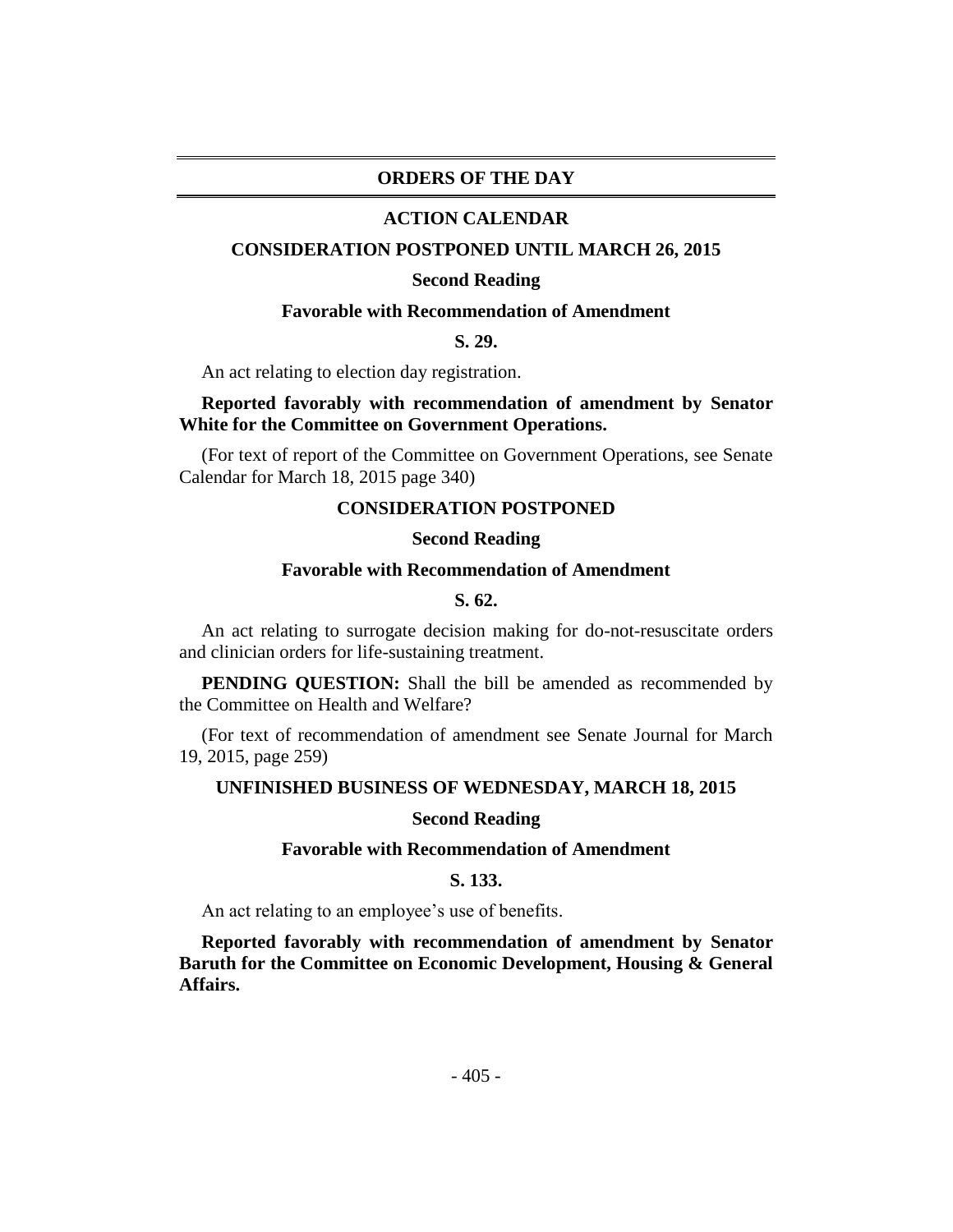# ORDERS OF THE DAY

## ACTION CALENDAR

### CONSIDERATION POSTPONED UNTIL MARCH 26, 2015

**Second Reading**

**Favorable with Recommendation of Amendment**

**S. 29.**

An act relating to election day registration.

**Reported favorably with recommendation of amendment by Senator White for the Committee on Government Operations.**

(For text of report of the Committee on Government Operations, see Senate Calendar for March 18, 2015 page 340)

### CONSIDERATION POSTPONED

**Second Reading**

**Favorable with Recommendation of Amendment**

**S. 62.**

An act relating to surrogate decision making for do-not-resuscitate orders and clinician orders for life-sustaining treatment.

**PENDING QUESTION:** Shall the bill be amended as recommended by the Committee on Health and Welfare?

(For text of recommendation of amendment see Senate Journal for March 19, 2015, page 259)

### UNFINISHED BUSINESS OF WEDNESDAY, MARCH 18, 2015

**Second Reading**

**Favorable with Recommendation of Amendment**

**S. 133.**

An act relating to an employee's use of benefits.

**Reported favorably with recommendation of amendment by Senator Baruth for the Committee on Economic Development, Housing & General Affairs.**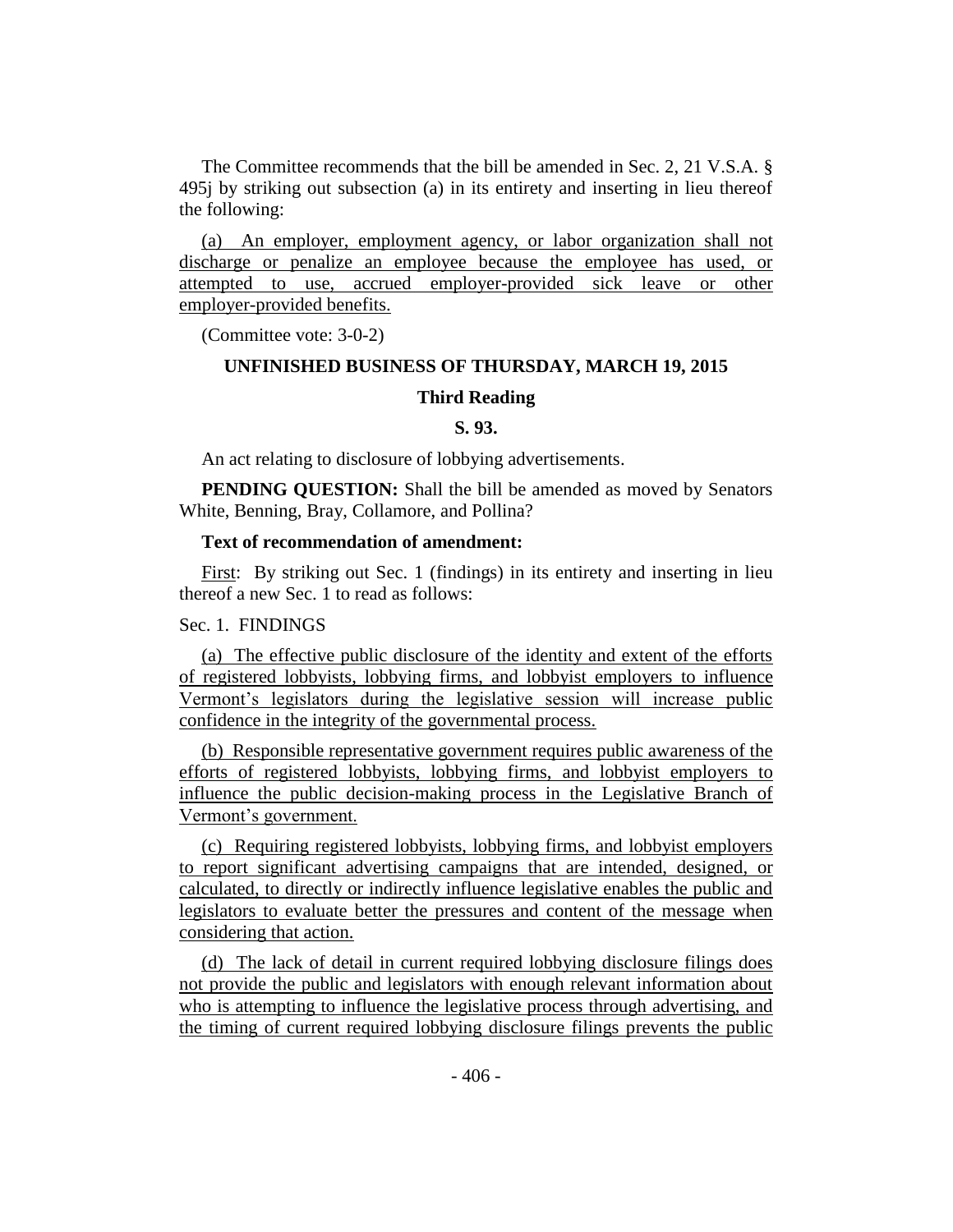The Committee recommends that the bill be amended in Sec. 2, 21 V.S.A. § 495j by striking out subsection (a) in its entirety and inserting in lieu thereof the following:

(a) An employer, employment agency, or labor organization shall not discharge or penalize an employee because the employee has used, or attempted to use, accrued employer-provided sick leave or other employer-provided benefits.

(Committee vote: 3-0-2)

## UNFINISHED BUSINESS OF THURSDAY, MARCH 19, 2015

### Third Reading

### S. 93.

An act relating to disclosure of lobbying advertisements.

**PENDING QUESTION:** Shall the bill be amended as moved by Senators White, Benning, Bray, Collamore, and Pollina?

**Text of recommendation of amendment:**

First: By striking out Sec. 1 (findings) in its entirety and inserting in lieu thereof a new Sec. 1 to read as follows:

Sec. 1. FINDINGS

(a) The effective public disclosure of the identity and extent of the efforts of registered lobbyists, lobbying firms, and lobbyist employers to influence Vermont's legislators during the legislative session will increase public confidence in the integrity of the governmental process.

(b) Responsible representative government requires public awareness of the efforts of registered lobbyists, lobbying firms, and lobbyist employers to influence the public decision-making process in the Legislative Branch of Vermont's government.

(c) Requiring registered lobbyists, lobbying firms, and lobbyist employers to report significant advertising campaigns that are intended, designed, or calculated, to directly or indirectly influence legislative enables the public and legislators to evaluate better the pressures and content of the message when considering that action.

(d) The lack of detail in current required lobbying disclosure filings does not provide the public and legislators with enough relevant information about who is attempting to influence the legislative process through advertising, and the timing of current required lobbying disclosure filings prevents the public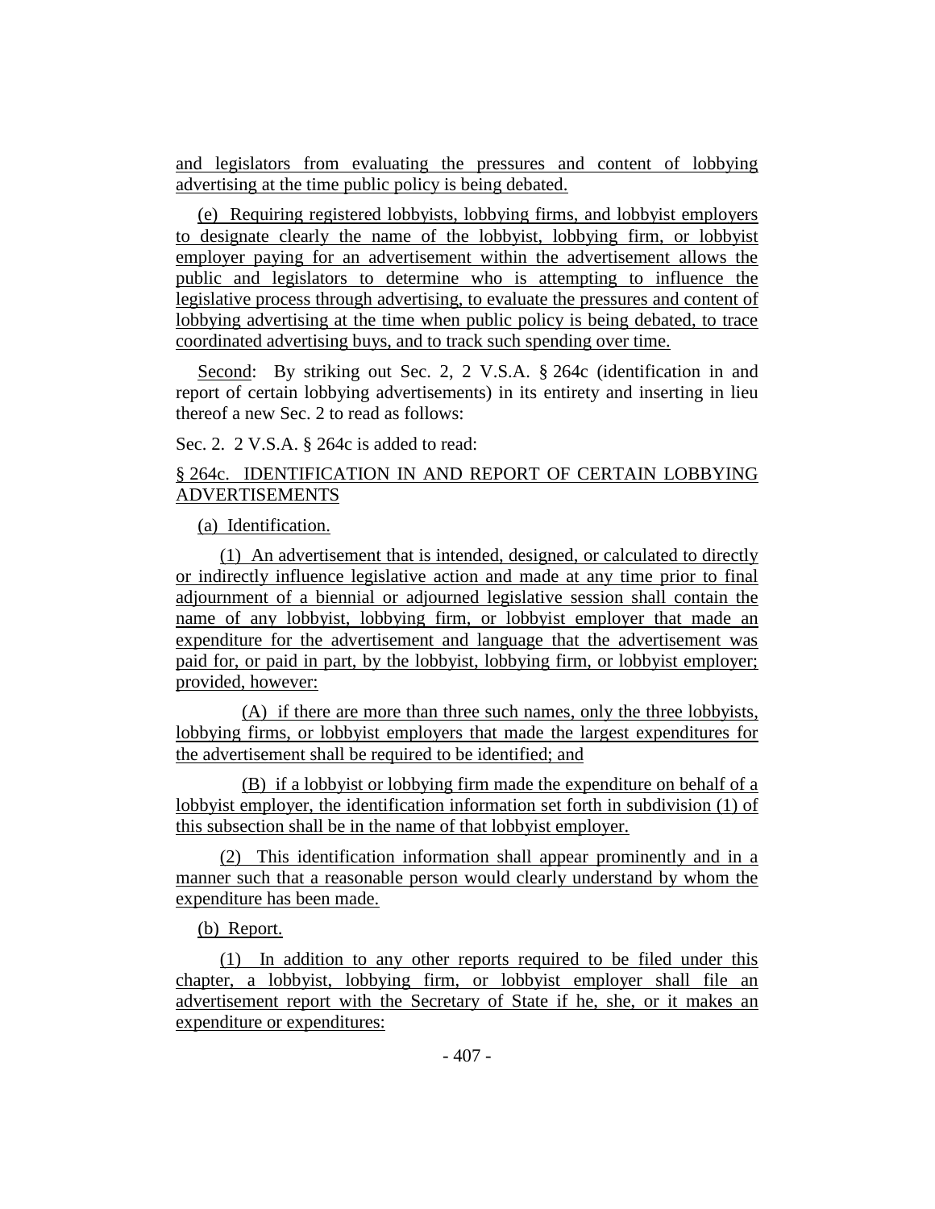and legislators from evaluating the pressures and content of lobbying advertising at the time public policy is being debated.

(e) Requiring registered lobbyists, lobbying firms, and lobbyist employers to designate clearly the name of the lobbyist, lobbying firm, or lobbyist employer paying for an advertisement within the advertisement allows the public and legislators to determine who is attempting to influence the legislative process through advertising, to evaluate the pressures and content of lobbying advertising at the time when public policy is being debated, to trace coordinated advertising buys, and to track such spending over time.

Second: By striking out Sec. 2, 2 V.S.A. § 264c (identification in and report of certain lobbying advertisements) in its entirety and inserting in lieu thereof a new Sec. 2 to read as follows:

Sec. 2. 2 V.S.A. § 264c is added to read:

§ 264c. IDENTIFICATION IN AND REPORT OF CERTAIN LOBBYING ADVERTISEMENTS

(a) Identification.

(1) An advertisement that is intended, designed, or calculated to directly or indirectly influence legislative action and made at any time prior to final adjournment of a biennial or adjourned legislative session shall contain the name of any lobbyist, lobbying firm, or lobbyist employer that made an expenditure for the advertisement and language that the advertisement was paid for, or paid in part, by the lobbyist, lobbying firm, or lobbyist employer; provided, however:

(A) if there are more than three such names, only the three lobbyists, lobbying firms, or lobbyist employers that made the largest expenditures for the advertisement shall be required to be identified; and

(B) if a lobbyist or lobbying firm made the expenditure on behalf of a lobbyist employer, the identification information set forth in subdivision (1) of this subsection shall be in the name of that lobbyist employer.

(2) This identification information shall appear prominently and in a manner such that a reasonable person would clearly understand by whom the expenditure has been made.

(b) Report.

(1) In addition to any other reports required to be filed under this chapter, a lobbyist, lobbying firm, or lobbyist employer shall file an advertisement report with the Secretary of State if he, she, or it makes an expenditure or expenditures: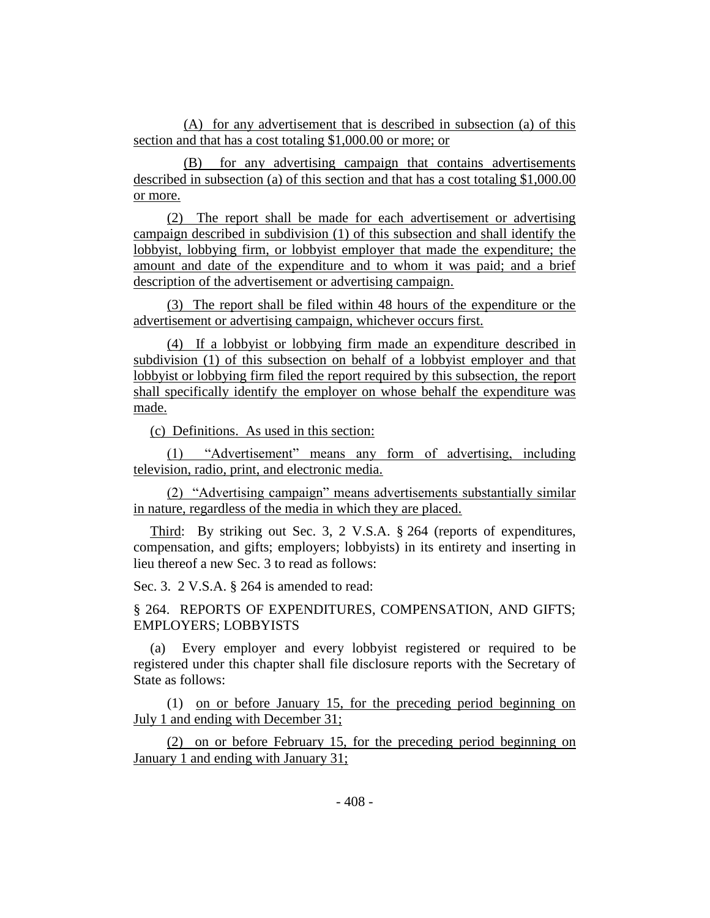(A) for any advertisement that is described in subsection (a) of this section and that has a cost totaling $1,000.00 or more; or

(B) for any advertising campaign that contains advertisements described in subsection (a) of this section and that has a cost totaling $1,000.00 or more.

(2) The report shall be made for each advertisement or advertising campaign described in subdivision (1) of this subsection and shall identify the lobbyist, lobbying firm, or lobbyist employer that made the expenditure; the amount and date of the expenditure and to whom it was paid; and a brief description of the advertisement or advertising campaign.

(3) The report shall be filed within 48 hours of the expenditure or the advertisement or advertising campaign, whichever occurs first.

(4) If a lobbyist or lobbying firm made an expenditure described in subdivision (1) of this subsection on behalf of a lobbyist employer and that lobbyist or lobbying firm filed the report required by this subsection, the report shall specifically identify the employer on whose behalf the expenditure was made.

(c) Definitions. As used in this section:

(1) "Advertisement" means any form of advertising, including television, radio, print, and electronic media.

(2) "Advertising campaign" means advertisements substantially similar in nature, regardless of the media in which they are placed.

Third: By striking out Sec. 3, 2 V.S.A. § 264 (reports of expenditures, compensation, and gifts; employers; lobbyists) in its entirety and inserting in lieu thereof a new Sec. 3 to read as follows:

Sec. 3. 2 V.S.A. § 264 is amended to read:

§ 264. REPORTS OF EXPENDITURES, COMPENSATION, AND GIFTS; EMPLOYERS; LOBBYISTS

(a) Every employer and every lobbyist registered or required to be registered under this chapter shall file disclosure reports with the Secretary of State as follows:

(1) on or before January 15, for the preceding period beginning on July 1 and ending with December 31;

(2) on or before February 15, for the preceding period beginning on January 1 and ending with January 31;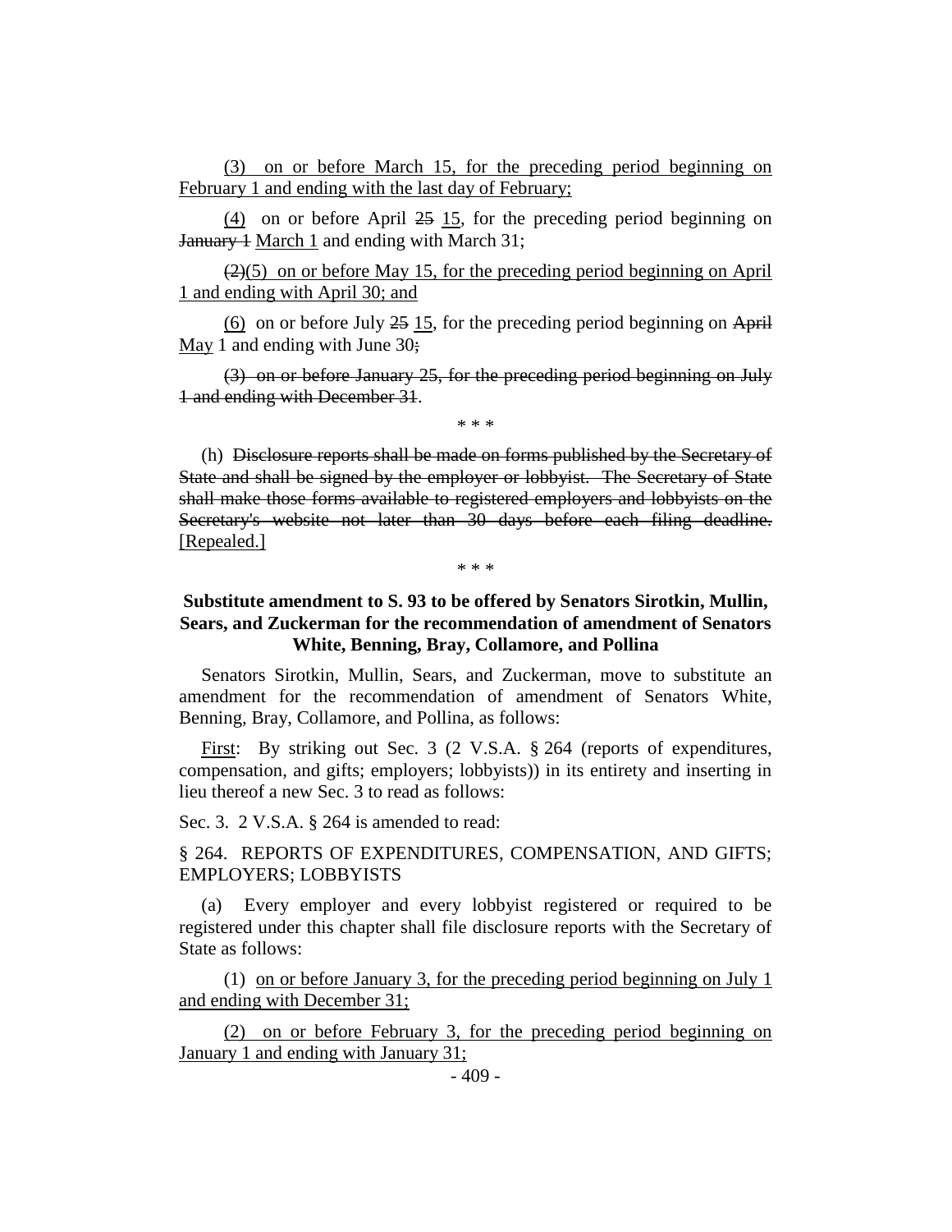(3) on or before March 15, for the preceding period beginning on February 1 and ending with the last day of February;

(4) on or before April ~~25~~ 15, for the preceding period beginning on ~~January 1~~ March 1 and ending with March 31;

~~(2)~~(5) on or before May 15, for the preceding period beginning on April 1 and ending with April 30; and

(6) on or before July ~~25~~ 15, for the preceding period beginning on ~~April~~ May 1 and ending with June 30~~;~~

~~(3) on or before January 25, for the preceding period beginning on July 1 and ending with December 31~~.

\* \* \*

(h) ~~Disclosure reports shall be made on forms published by the Secretary of State and shall be signed by the employer or lobbyist. The Secretary of State shall make those forms available to registered employers and lobbyists on the Secretary's website not later than 30 days before each filing deadline.~~ [Repealed.]

\* \* \*

**Substitute amendment to S. 93 to be offered by Senators Sirotkin, Mullin, Sears, and Zuckerman for the recommendation of amendment of Senators White, Benning, Bray, Collamore, and Pollina**

Senators Sirotkin, Mullin, Sears, and Zuckerman, move to substitute an amendment for the recommendation of amendment of Senators White, Benning, Bray, Collamore, and Pollina, as follows:

First: By striking out Sec. 3 (2 V.S.A. § 264 (reports of expenditures, compensation, and gifts; employers; lobbyists)) in its entirety and inserting in lieu thereof a new Sec. 3 to read as follows:

Sec. 3. 2 V.S.A. § 264 is amended to read:

§ 264. REPORTS OF EXPENDITURES, COMPENSATION, AND GIFTS; EMPLOYERS; LOBBYISTS

(a) Every employer and every lobbyist registered or required to be registered under this chapter shall file disclosure reports with the Secretary of State as follows:

(1) on or before January 3, for the preceding period beginning on July 1 and ending with December 31;

(2) on or before February 3, for the preceding period beginning on January 1 and ending with January 31;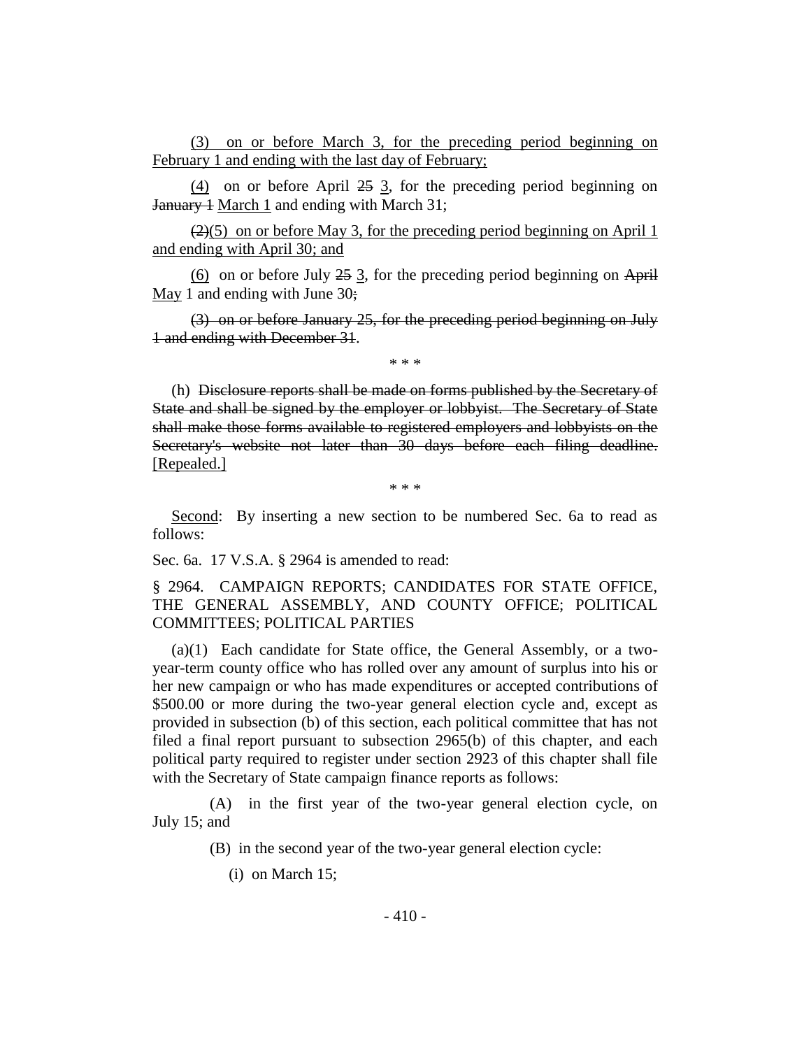<u>(3) on or before March 3, for the preceding period beginning on February 1 and ending with the last day of February;</u>

<u>(4)</u> on or before April ~~25~~ <u>3</u>, for the preceding period beginning on ~~January 1~~ <u>March 1</u> and ending with March 31;

~~(2)~~<u>(5) on or before May 3, for the preceding period beginning on April 1 and ending with April 30; and</u>

<u>(6)</u> on or before July ~~25~~ <u>3</u>, for the preceding period beginning on ~~April~~ <u>May</u> 1 and ending with June 30~~;~~

~~(3) on or before January 25, for the preceding period beginning on July 1 and ending with December 31~~.

\* \* \*

(h) ~~Disclosure reports shall be made on forms published by the Secretary of State and shall be signed by the employer or lobbyist. The Secretary of State shall make those forms available to registered employers and lobbyists on the Secretary's website not later than 30 days before each filing deadline.~~ <u>[Repealed.]</u>

\* \* \*

<u>Second</u>: By inserting a new section to be numbered Sec. 6a to read as follows:

Sec. 6a. 17 V.S.A. § 2964 is amended to read:

§ 2964. CAMPAIGN REPORTS; CANDIDATES FOR STATE OFFICE, THE GENERAL ASSEMBLY, AND COUNTY OFFICE; POLITICAL COMMITTEES; POLITICAL PARTIES

(a)(1) Each candidate for State office, the General Assembly, or a two-year-term county office who has rolled over any amount of surplus into his or her new campaign or who has made expenditures or accepted contributions of $500.00 or more during the two-year general election cycle and, except as provided in subsection (b) of this section, each political committee that has not filed a final report pursuant to subsection 2965(b) of this chapter, and each political party required to register under section 2923 of this chapter shall file with the Secretary of State campaign finance reports as follows:

(A) in the first year of the two-year general election cycle, on July 15; and

(B) in the second year of the two-year general election cycle:

(i) on March 15;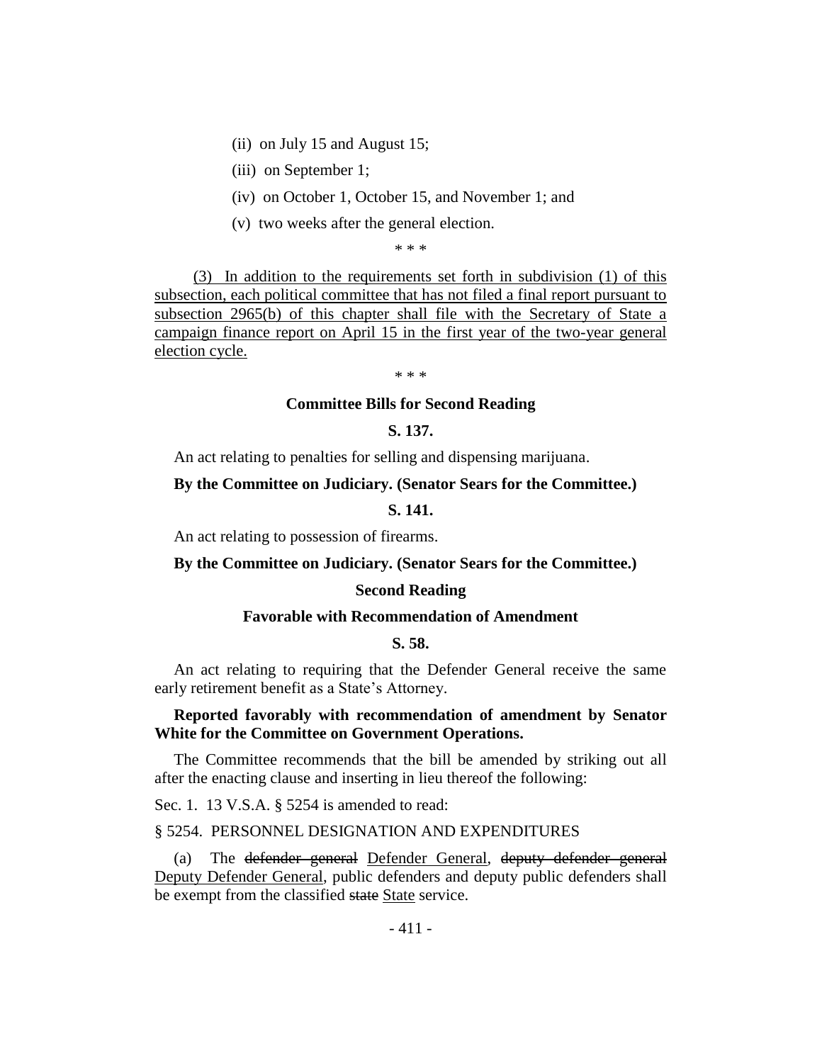(ii) on July 15 and August 15;

(iii) on September 1;

(iv) on October 1, October 15, and November 1; and

(v) two weeks after the general election.

\* \* \*

(3) In addition to the requirements set forth in subdivision (1) of this subsection, each political committee that has not filed a final report pursuant to subsection 2965(b) of this chapter shall file with the Secretary of State a campaign finance report on April 15 in the first year of the two-year general election cycle.

\* \* \*

### Committee Bills for Second Reading

**S. 137.**

An act relating to penalties for selling and dispensing marijuana.

**By the Committee on Judiciary. (Senator Sears for the Committee.)**

**S. 141.**

An act relating to possession of firearms.

**By the Committee on Judiciary. (Senator Sears for the Committee.)**

### Second Reading

### Favorable with Recommendation of Amendment

**S. 58.**

An act relating to requiring that the Defender General receive the same early retirement benefit as a State's Attorney.

**Reported favorably with recommendation of amendment by Senator White for the Committee on Government Operations.**

The Committee recommends that the bill be amended by striking out all after the enacting clause and inserting in lieu thereof the following:

Sec. 1. 13 V.S.A. § 5254 is amended to read:

§ 5254. PERSONNEL DESIGNATION AND EXPENDITURES

(a) The ~~defender general~~ Defender General, ~~deputy defender general~~ Deputy Defender General, public defenders and deputy public defenders shall be exempt from the classified ~~state~~ State service.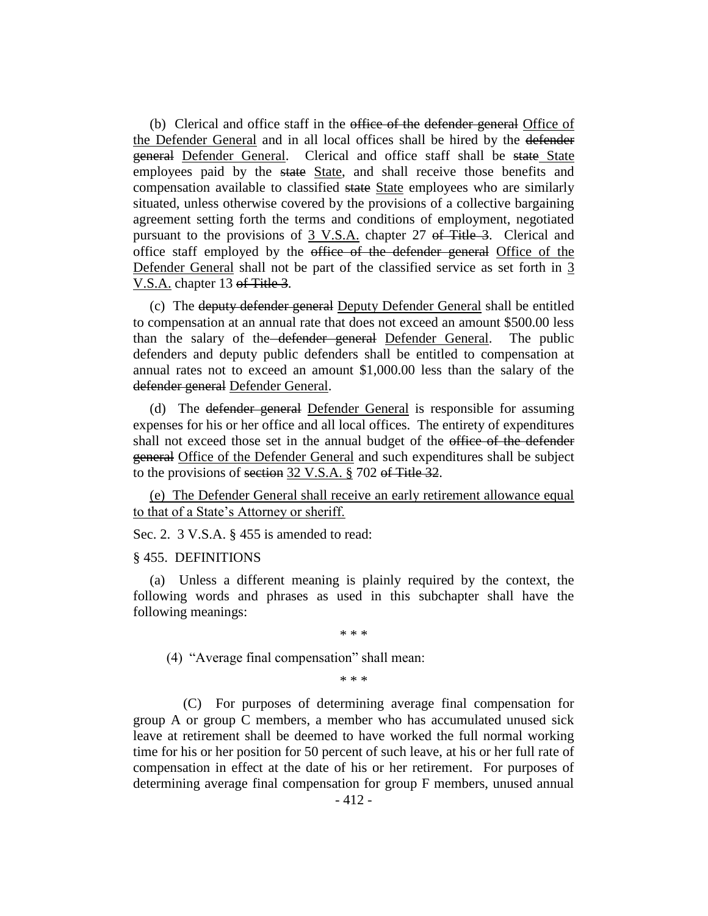(b) Clerical and office staff in the ~~office of the defender general~~ Office of the Defender General and in all local offices shall be hired by the ~~defender general~~ Defender General. Clerical and office staff shall be ~~state~~ State employees paid by the ~~state~~ State, and shall receive those benefits and compensation available to classified ~~state~~ State employees who are similarly situated, unless otherwise covered by the provisions of a collective bargaining agreement setting forth the terms and conditions of employment, negotiated pursuant to the provisions of 3 V.S.A. chapter 27 ~~of Title 3~~. Clerical and office staff employed by the ~~office of the defender general~~ Office of the Defender General shall not be part of the classified service as set forth in 3 V.S.A. chapter 13 ~~of Title 3~~.

(c) The ~~deputy defender general~~ Deputy Defender General shall be entitled to compensation at an annual rate that does not exceed an amount $500.00 less than the salary of the ~~defender general~~ Defender General. The public defenders and deputy public defenders shall be entitled to compensation at annual rates not to exceed an amount $1,000.00 less than the salary of the ~~defender general~~ Defender General.

(d) The ~~defender general~~ Defender General is responsible for assuming expenses for his or her office and all local offices. The entirety of expenditures shall not exceed those set in the annual budget of the ~~office of the defender general~~ Office of the Defender General and such expenditures shall be subject to the provisions of ~~section~~ 32 V.S.A. § 702 ~~of Title 32~~.

(e) The Defender General shall receive an early retirement allowance equal to that of a State's Attorney or sheriff.

Sec. 2. 3 V.S.A. § 455 is amended to read:

§ 455. DEFINITIONS

(a) Unless a different meaning is plainly required by the context, the following words and phrases as used in this subchapter shall have the following meanings:

\* \* \*

(4) "Average final compensation" shall mean:

\* \* \*

(C) For purposes of determining average final compensation for group A or group C members, a member who has accumulated unused sick leave at retirement shall be deemed to have worked the full normal working time for his or her position for 50 percent of such leave, at his or her full rate of compensation in effect at the date of his or her retirement. For purposes of determining average final compensation for group F members, unused annual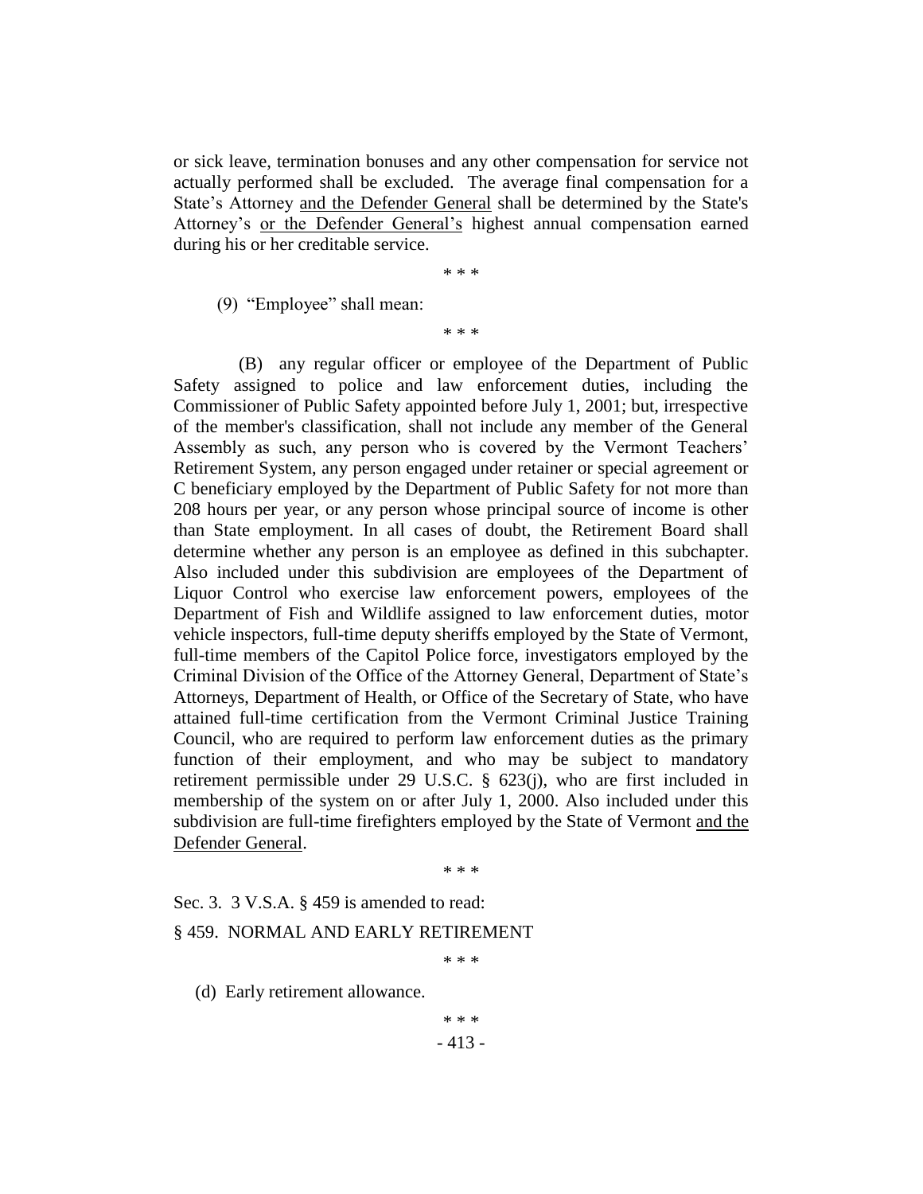or sick leave, termination bonuses and any other compensation for service not actually performed shall be excluded. The average final compensation for a State's Attorney <u>and the Defender General</u> shall be determined by the State's Attorney's <u>or the Defender General's</u> highest annual compensation earned during his or her creditable service.

\* \* \*

(9) "Employee" shall mean:

\* \* \*

(B) any regular officer or employee of the Department of Public Safety assigned to police and law enforcement duties, including the Commissioner of Public Safety appointed before July 1, 2001; but, irrespective of the member's classification, shall not include any member of the General Assembly as such, any person who is covered by the Vermont Teachers' Retirement System, any person engaged under retainer or special agreement or C beneficiary employed by the Department of Public Safety for not more than 208 hours per year, or any person whose principal source of income is other than State employment. In all cases of doubt, the Retirement Board shall determine whether any person is an employee as defined in this subchapter. Also included under this subdivision are employees of the Department of Liquor Control who exercise law enforcement powers, employees of the Department of Fish and Wildlife assigned to law enforcement duties, motor vehicle inspectors, full-time deputy sheriffs employed by the State of Vermont, full-time members of the Capitol Police force, investigators employed by the Criminal Division of the Office of the Attorney General, Department of State's Attorneys, Department of Health, or Office of the Secretary of State, who have attained full-time certification from the Vermont Criminal Justice Training Council, who are required to perform law enforcement duties as the primary function of their employment, and who may be subject to mandatory retirement permissible under 29 U.S.C. § 623(j), who are first included in membership of the system on or after July 1, 2000. Also included under this subdivision are full-time firefighters employed by the State of Vermont <u>and the Defender General</u>.

\* \* \*

Sec. 3. 3 V.S.A. § 459 is amended to read:

§ 459. NORMAL AND EARLY RETIREMENT

\* \* \*

(d) Early retirement allowance.

\* \* \*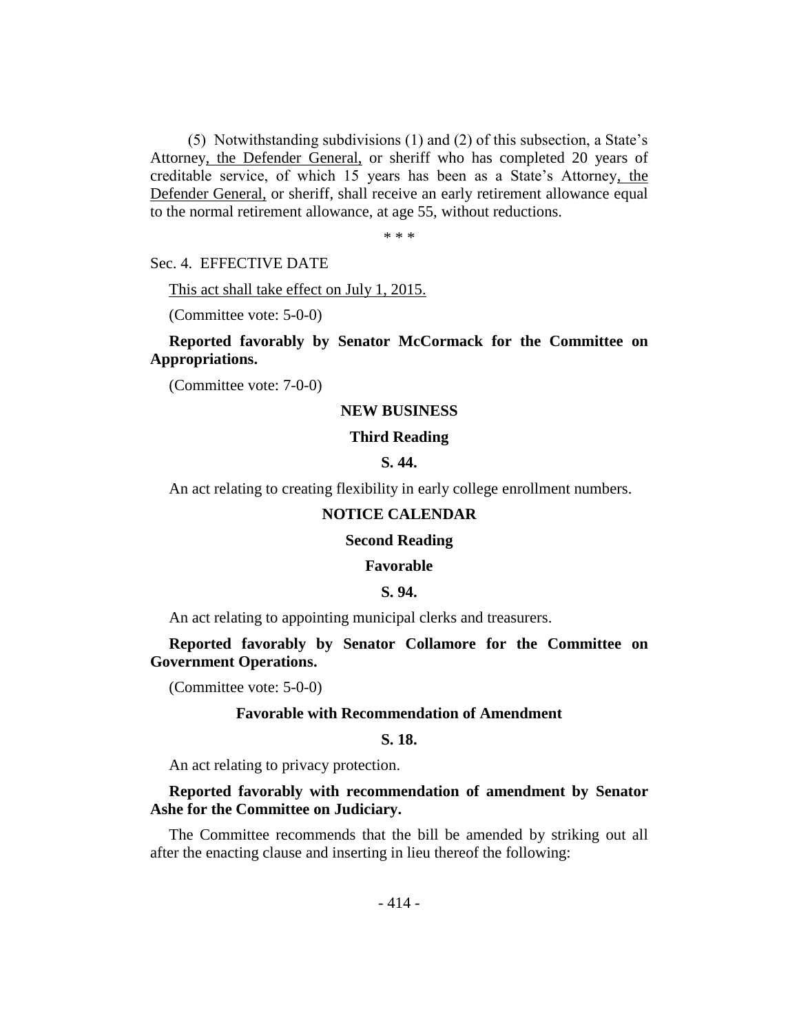(5) Notwithstanding subdivisions (1) and (2) of this subsection, a State's Attorney, the Defender General, or sheriff who has completed 20 years of creditable service, of which 15 years has been as a State's Attorney, the Defender General, or sheriff, shall receive an early retirement allowance equal to the normal retirement allowance, at age 55, without reductions.

\* \* \*

Sec. 4. EFFECTIVE DATE

This act shall take effect on July 1, 2015.

(Committee vote: 5-0-0)

**Reported favorably by Senator McCormack for the Committee on Appropriations.**

(Committee vote: 7-0-0)

## NEW BUSINESS

### Third Reading

### S. 44.

An act relating to creating flexibility in early college enrollment numbers.

## NOTICE CALENDAR

### Second Reading

### Favorable

### S. 94.

An act relating to appointing municipal clerks and treasurers.

**Reported favorably by Senator Collamore for the Committee on Government Operations.**

(Committee vote: 5-0-0)

### Favorable with Recommendation of Amendment

### S. 18.

An act relating to privacy protection.

**Reported favorably with recommendation of amendment by Senator Ashe for the Committee on Judiciary.**

The Committee recommends that the bill be amended by striking out all after the enacting clause and inserting in lieu thereof the following: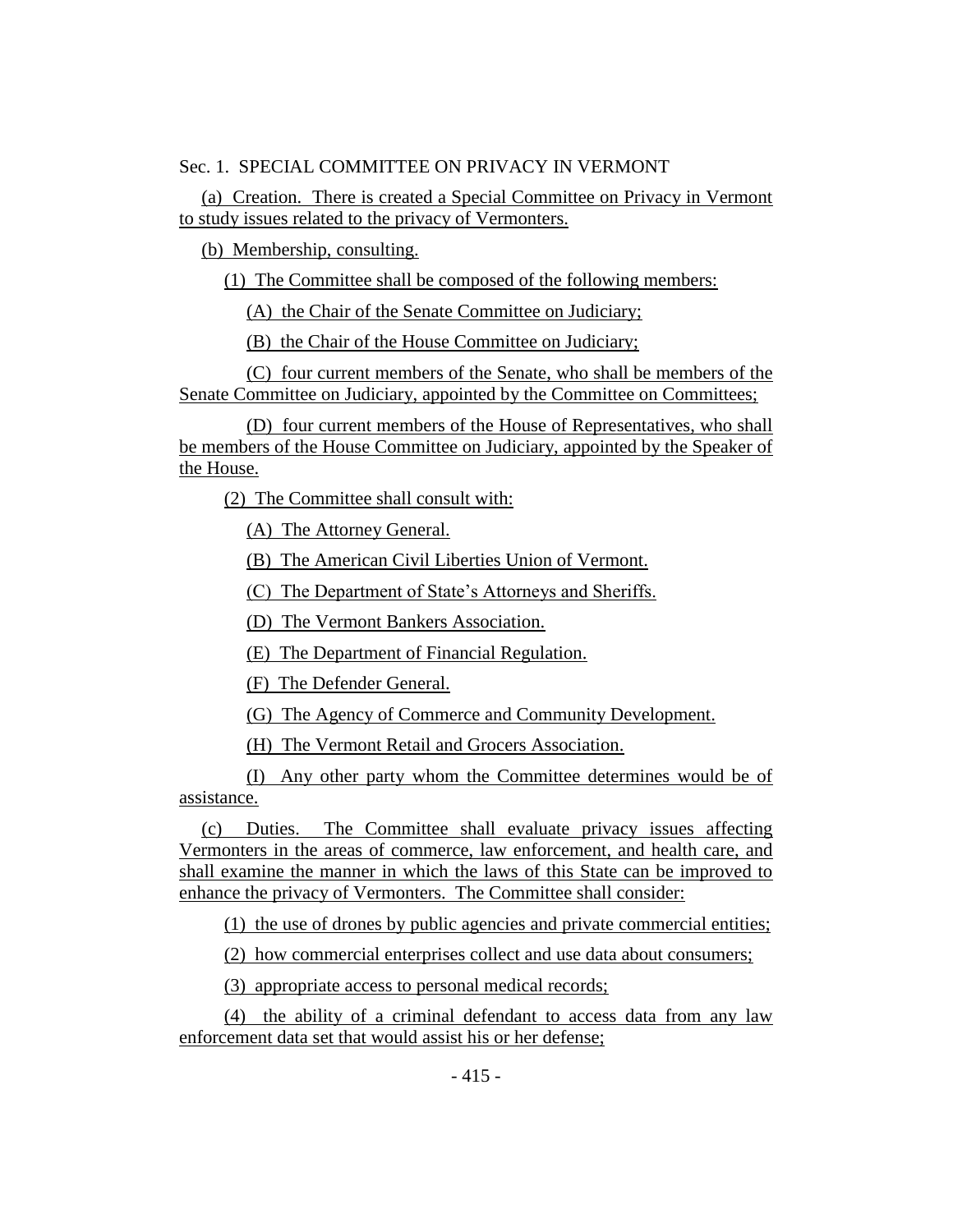Sec. 1. SPECIAL COMMITTEE ON PRIVACY IN VERMONT

(a) Creation. There is created a Special Committee on Privacy in Vermont to study issues related to the privacy of Vermonters.

(b) Membership, consulting.

(1) The Committee shall be composed of the following members:

(A) the Chair of the Senate Committee on Judiciary;

(B) the Chair of the House Committee on Judiciary;

(C) four current members of the Senate, who shall be members of the Senate Committee on Judiciary, appointed by the Committee on Committees;

(D) four current members of the House of Representatives, who shall be members of the House Committee on Judiciary, appointed by the Speaker of the House.

(2) The Committee shall consult with:

(A) The Attorney General.

(B) The American Civil Liberties Union of Vermont.

(C) The Department of State's Attorneys and Sheriffs.

(D) The Vermont Bankers Association.

(E) The Department of Financial Regulation.

(F) The Defender General.

(G) The Agency of Commerce and Community Development.

(H) The Vermont Retail and Grocers Association.

(I) Any other party whom the Committee determines would be of assistance.

(c) Duties. The Committee shall evaluate privacy issues affecting Vermonters in the areas of commerce, law enforcement, and health care, and shall examine the manner in which the laws of this State can be improved to enhance the privacy of Vermonters. The Committee shall consider:

(1) the use of drones by public agencies and private commercial entities;

(2) how commercial enterprises collect and use data about consumers;

(3) appropriate access to personal medical records;

(4) the ability of a criminal defendant to access data from any law enforcement data set that would assist his or her defense;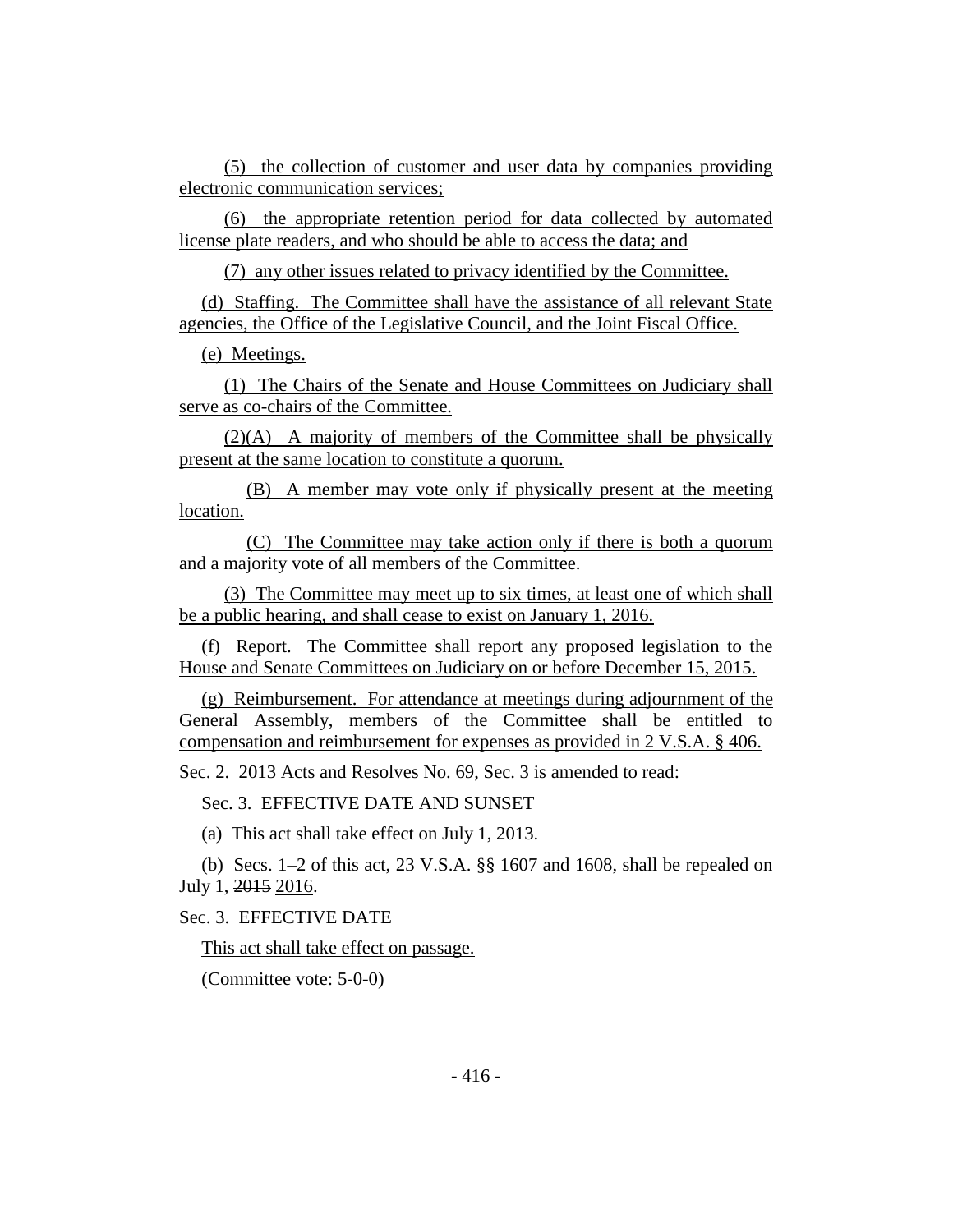(5) the collection of customer and user data by companies providing electronic communication services;

(6) the appropriate retention period for data collected by automated license plate readers, and who should be able to access the data; and

(7) any other issues related to privacy identified by the Committee.

(d) Staffing. The Committee shall have the assistance of all relevant State agencies, the Office of the Legislative Council, and the Joint Fiscal Office.

(e) Meetings.

(1) The Chairs of the Senate and House Committees on Judiciary shall serve as co-chairs of the Committee.

(2)(A) A majority of members of the Committee shall be physically present at the same location to constitute a quorum.

(B) A member may vote only if physically present at the meeting location.

(C) The Committee may take action only if there is both a quorum and a majority vote of all members of the Committee.

(3) The Committee may meet up to six times, at least one of which shall be a public hearing, and shall cease to exist on January 1, 2016.

(f) Report. The Committee shall report any proposed legislation to the House and Senate Committees on Judiciary on or before December 15, 2015.

(g) Reimbursement. For attendance at meetings during adjournment of the General Assembly, members of the Committee shall be entitled to compensation and reimbursement for expenses as provided in 2 V.S.A. § 406.

Sec. 2. 2013 Acts and Resolves No. 69, Sec. 3 is amended to read:

Sec. 3. EFFECTIVE DATE AND SUNSET

(a) This act shall take effect on July 1, 2013.

(b) Secs. 1–2 of this act, 23 V.S.A. §§ 1607 and 1608, shall be repealed on July 1, ~~2015~~ 2016.

Sec. 3. EFFECTIVE DATE

This act shall take effect on passage.

(Committee vote: 5-0-0)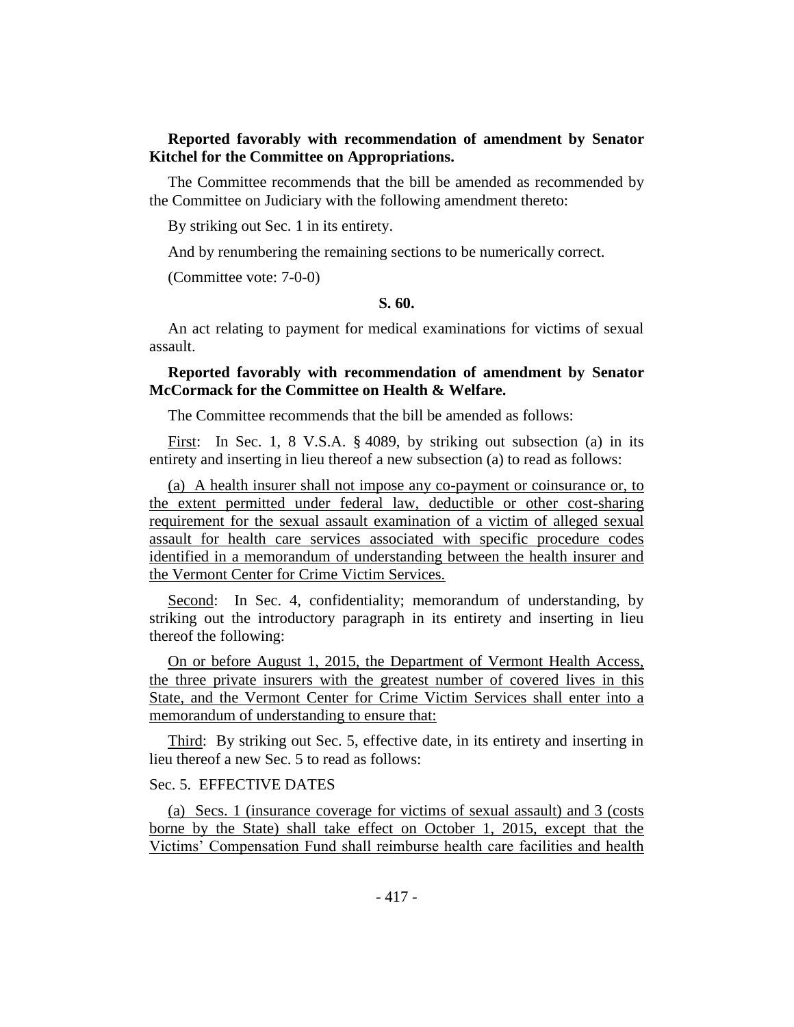**Reported favorably with recommendation of amendment by Senator Kitchel for the Committee on Appropriations.**

The Committee recommends that the bill be amended as recommended by the Committee on Judiciary with the following amendment thereto:

By striking out Sec. 1 in its entirety.

And by renumbering the remaining sections to be numerically correct.

(Committee vote: 7-0-0)

**S. 60.**

An act relating to payment for medical examinations for victims of sexual assault.

**Reported favorably with recommendation of amendment by Senator McCormack for the Committee on Health & Welfare.**

The Committee recommends that the bill be amended as follows:

First: In Sec. 1, 8 V.S.A. § 4089, by striking out subsection (a) in its entirety and inserting in lieu thereof a new subsection (a) to read as follows:

(a) A health insurer shall not impose any co-payment or coinsurance or, to the extent permitted under federal law, deductible or other cost-sharing requirement for the sexual assault examination of a victim of alleged sexual assault for health care services associated with specific procedure codes identified in a memorandum of understanding between the health insurer and the Vermont Center for Crime Victim Services.

Second: In Sec. 4, confidentiality; memorandum of understanding, by striking out the introductory paragraph in its entirety and inserting in lieu thereof the following:

On or before August 1, 2015, the Department of Vermont Health Access, the three private insurers with the greatest number of covered lives in this State, and the Vermont Center for Crime Victim Services shall enter into a memorandum of understanding to ensure that:

Third: By striking out Sec. 5, effective date, in its entirety and inserting in lieu thereof a new Sec. 5 to read as follows:

Sec. 5. EFFECTIVE DATES

(a) Secs. 1 (insurance coverage for victims of sexual assault) and 3 (costs borne by the State) shall take effect on October 1, 2015, except that the Victims' Compensation Fund shall reimburse health care facilities and health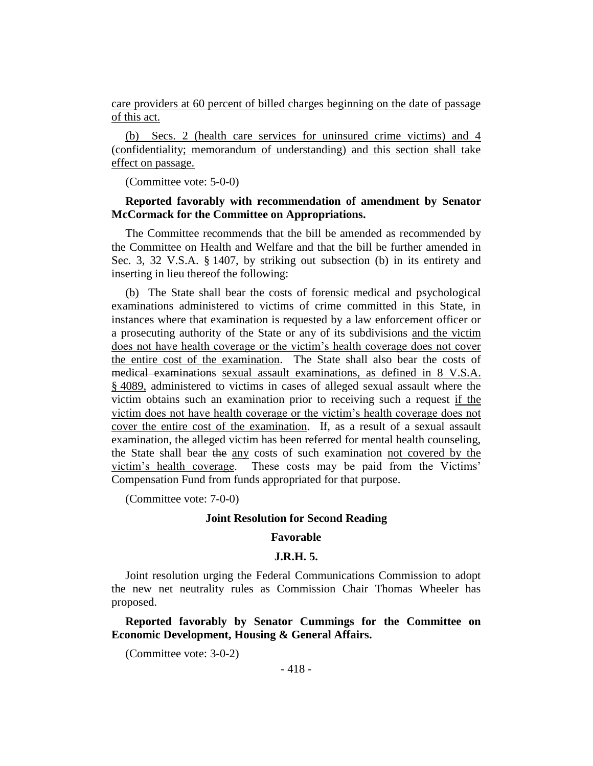care providers at 60 percent of billed charges beginning on the date of passage of this act.

(b) Secs. 2 (health care services for uninsured crime victims) and 4 (confidentiality; memorandum of understanding) and this section shall take effect on passage.

(Committee vote: 5-0-0)

**Reported favorably with recommendation of amendment by Senator McCormack for the Committee on Appropriations.**

The Committee recommends that the bill be amended as recommended by the Committee on Health and Welfare and that the bill be further amended in Sec. 3, 32 V.S.A. § 1407, by striking out subsection (b) in its entirety and inserting in lieu thereof the following:

(b) The State shall bear the costs of forensic medical and psychological examinations administered to victims of crime committed in this State, in instances where that examination is requested by a law enforcement officer or a prosecuting authority of the State or any of its subdivisions and the victim does not have health coverage or the victim's health coverage does not cover the entire cost of the examination. The State shall also bear the costs of ~~medical examinations~~ sexual assault examinations, as defined in 8 V.S.A. § 4089, administered to victims in cases of alleged sexual assault where the victim obtains such an examination prior to receiving such a request if the victim does not have health coverage or the victim's health coverage does not cover the entire cost of the examination. If, as a result of a sexual assault examination, the alleged victim has been referred for mental health counseling, the State shall bear ~~the~~ any costs of such examination not covered by the victim's health coverage. These costs may be paid from the Victims' Compensation Fund from funds appropriated for that purpose.

(Committee vote: 7-0-0)

**Joint Resolution for Second Reading**

**Favorable**

**J.R.H. 5.**

Joint resolution urging the Federal Communications Commission to adopt the new net neutrality rules as Commission Chair Thomas Wheeler has proposed.

**Reported favorably by Senator Cummings for the Committee on Economic Development, Housing & General Affairs.**

(Committee vote: 3-0-2)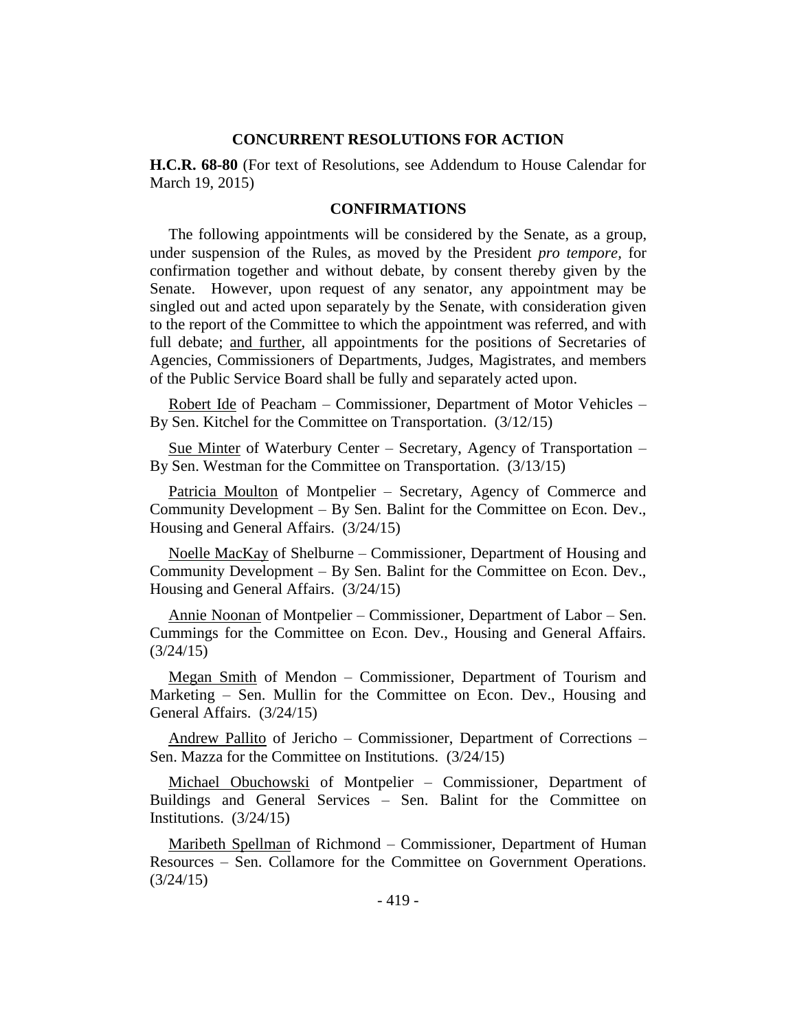## CONCURRENT RESOLUTIONS FOR ACTION

**H.C.R. 68-80** (For text of Resolutions, see Addendum to House Calendar for March 19, 2015)

## CONFIRMATIONS

The following appointments will be considered by the Senate, as a group, under suspension of the Rules, as moved by the President *pro tempore*, for confirmation together and without debate, by consent thereby given by the Senate. However, upon request of any senator, any appointment may be singled out and acted upon separately by the Senate, with consideration given to the report of the Committee to which the appointment was referred, and with full debate; <u>and further</u>, all appointments for the positions of Secretaries of Agencies, Commissioners of Departments, Judges, Magistrates, and members of the Public Service Board shall be fully and separately acted upon.

<u>Robert Ide</u> of Peacham – Commissioner, Department of Motor Vehicles – By Sen. Kitchel for the Committee on Transportation. (3/12/15)

<u>Sue Minter</u> of Waterbury Center – Secretary, Agency of Transportation – By Sen. Westman for the Committee on Transportation. (3/13/15)

<u>Patricia Moulton</u> of Montpelier – Secretary, Agency of Commerce and Community Development – By Sen. Balint for the Committee on Econ. Dev., Housing and General Affairs. (3/24/15)

<u>Noelle MacKay</u> of Shelburne – Commissioner, Department of Housing and Community Development – By Sen. Balint for the Committee on Econ. Dev., Housing and General Affairs. (3/24/15)

<u>Annie Noonan</u> of Montpelier – Commissioner, Department of Labor – Sen. Cummings for the Committee on Econ. Dev., Housing and General Affairs. (3/24/15)

<u>Megan Smith</u> of Mendon – Commissioner, Department of Tourism and Marketing – Sen. Mullin for the Committee on Econ. Dev., Housing and General Affairs. (3/24/15)

<u>Andrew Pallito</u> of Jericho – Commissioner, Department of Corrections – Sen. Mazza for the Committee on Institutions. (3/24/15)

<u>Michael Obuchowski</u> of Montpelier – Commissioner, Department of Buildings and General Services – Sen. Balint for the Committee on Institutions. (3/24/15)

<u>Maribeth Spellman</u> of Richmond – Commissioner, Department of Human Resources – Sen. Collamore for the Committee on Government Operations. (3/24/15)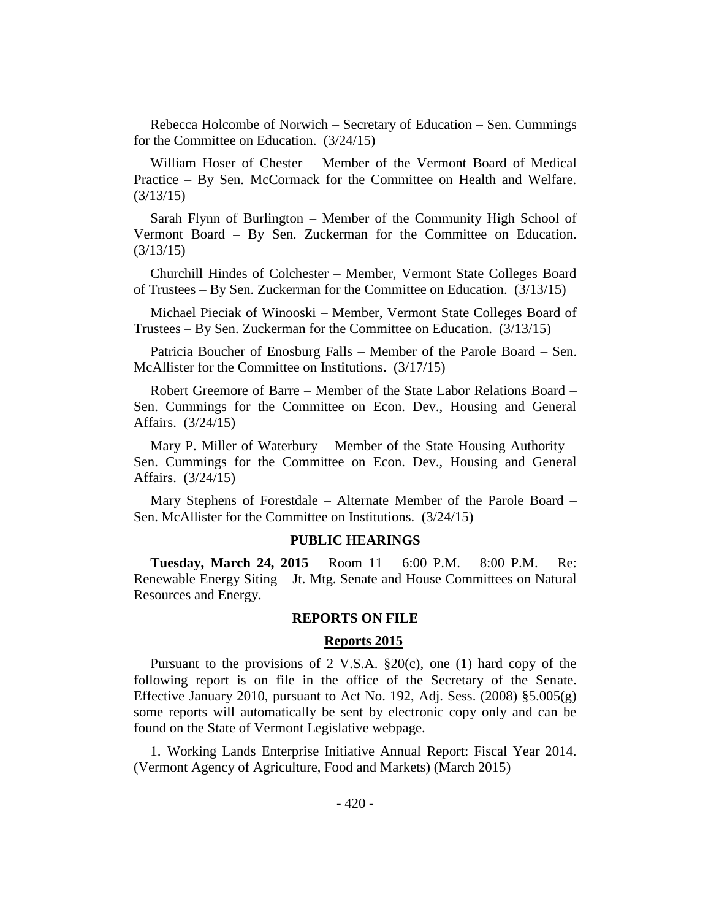<u>Rebecca Holcombe</u> of Norwich – Secretary of Education – Sen. Cummings for the Committee on Education. (3/24/15)

William Hoser of Chester – Member of the Vermont Board of Medical Practice – By Sen. McCormack for the Committee on Health and Welfare. (3/13/15)

Sarah Flynn of Burlington – Member of the Community High School of Vermont Board – By Sen. Zuckerman for the Committee on Education. (3/13/15)

Churchill Hindes of Colchester – Member, Vermont State Colleges Board of Trustees – By Sen. Zuckerman for the Committee on Education. (3/13/15)

Michael Pieciak of Winooski – Member, Vermont State Colleges Board of Trustees – By Sen. Zuckerman for the Committee on Education. (3/13/15)

Patricia Boucher of Enosburg Falls – Member of the Parole Board – Sen. McAllister for the Committee on Institutions. (3/17/15)

Robert Greemore of Barre – Member of the State Labor Relations Board – Sen. Cummings for the Committee on Econ. Dev., Housing and General Affairs. (3/24/15)

Mary P. Miller of Waterbury – Member of the State Housing Authority – Sen. Cummings for the Committee on Econ. Dev., Housing and General Affairs. (3/24/15)

Mary Stephens of Forestdale – Alternate Member of the Parole Board – Sen. McAllister for the Committee on Institutions. (3/24/15)

## PUBLIC HEARINGS

**Tuesday, March 24, 2015** – Room 11 – 6:00 P.M. – 8:00 P.M. – Re: Renewable Energy Siting – Jt. Mtg. Senate and House Committees on Natural Resources and Energy.

## REPORTS ON FILE

### <u>Reports 2015</u>

Pursuant to the provisions of 2 V.S.A. §20(c), one (1) hard copy of the following report is on file in the office of the Secretary of the Senate. Effective January 2010, pursuant to Act No. 192, Adj. Sess. (2008) §5.005(g) some reports will automatically be sent by electronic copy only and can be found on the State of Vermont Legislative webpage.

1. Working Lands Enterprise Initiative Annual Report: Fiscal Year 2014. (Vermont Agency of Agriculture, Food and Markets) (March 2015)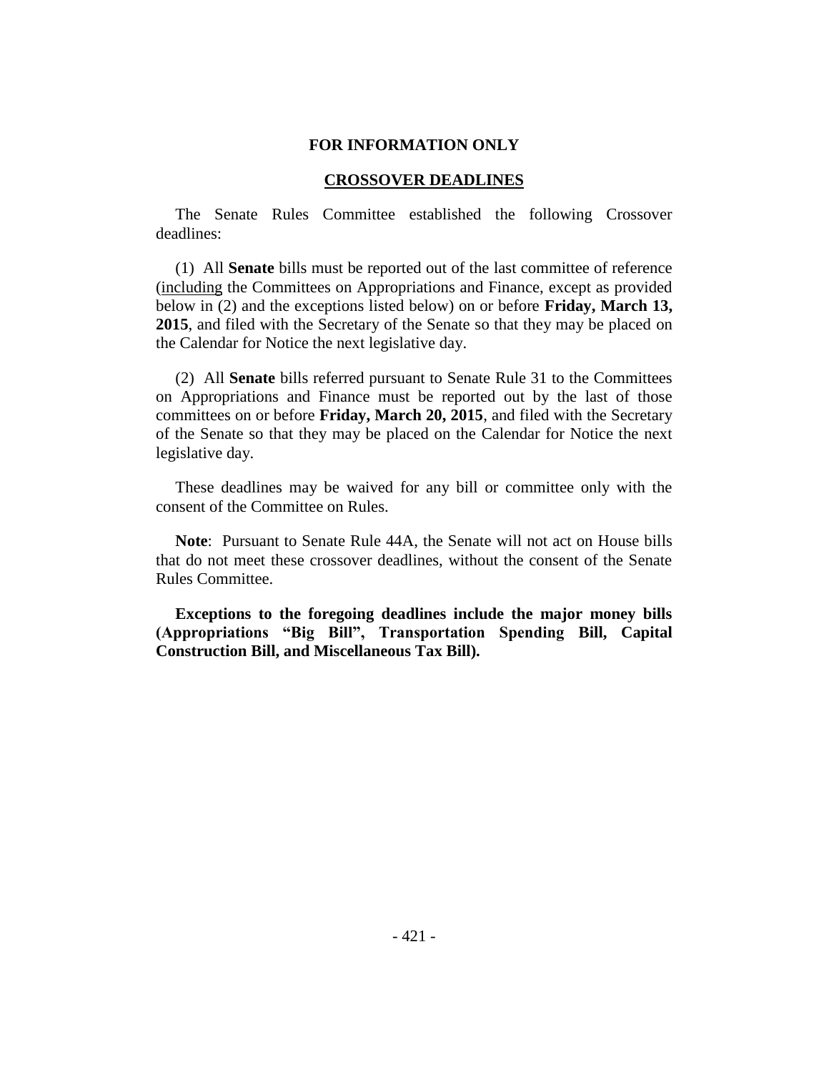## FOR INFORMATION ONLY

## CROSSOVER DEADLINES

The Senate Rules Committee established the following Crossover deadlines:

(1) All **Senate** bills must be reported out of the last committee of reference (including the Committees on Appropriations and Finance, except as provided below in (2) and the exceptions listed below) on or before **Friday, March 13, 2015**, and filed with the Secretary of the Senate so that they may be placed on the Calendar for Notice the next legislative day.

(2) All **Senate** bills referred pursuant to Senate Rule 31 to the Committees on Appropriations and Finance must be reported out by the last of those committees on or before **Friday, March 20, 2015**, and filed with the Secretary of the Senate so that they may be placed on the Calendar for Notice the next legislative day.

These deadlines may be waived for any bill or committee only with the consent of the Committee on Rules.

**Note**: Pursuant to Senate Rule 44A, the Senate will not act on House bills that do not meet these crossover deadlines, without the consent of the Senate Rules Committee.

**Exceptions to the foregoing deadlines include the major money bills (Appropriations "Big Bill", Transportation Spending Bill, Capital Construction Bill, and Miscellaneous Tax Bill).**